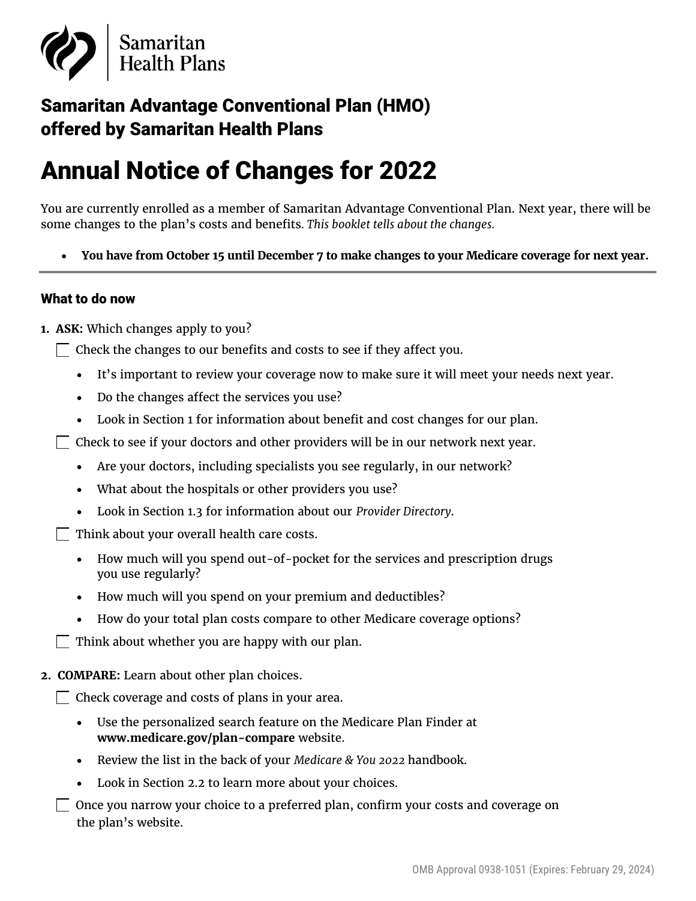Samaritan Health Plans

# Samaritan Advantage Conventional Plan (HMO) offered by Samaritan Health Plans

# Annual Notice of Changes for 2022

You are currently enrolled as a member of Samaritan Advantage Conventional Plan. Next year, there will be some changes to the plan's costs and benefits. *This booklet tells about the changes.*

- **You have from October 15 until December 7 to make changes to your Medicare coverage for next year.**

---

### What to do now

1. **ASK:** Which changes apply to you?

   - [ ] Check the changes to our benefits and costs to see if they affect you.
     - It's important to review your coverage now to make sure it will meet your needs next year.
     - Do the changes affect the services you use?
     - Look in Section 1 for information about benefit and cost changes for our plan.
   - [ ] Check to see if your doctors and other providers will be in our network next year.
     - Are your doctors, including specialists you see regularly, in our network?
     - What about the hospitals or other providers you use?
     - Look in Section 1.3 for information about our *Provider Directory*.
   - [ ] Think about your overall health care costs.
     - How much will you spend out-of-pocket for the services and prescription drugs you use regularly?
     - How much will you spend on your premium and deductibles?
     - How do your total plan costs compare to other Medicare coverage options?
   - [ ] Think about whether you are happy with our plan.

2. **COMPARE:** Learn about other plan choices.

   - [ ] Check coverage and costs of plans in your area.
     - Use the personalized search feature on the Medicare Plan Finder at **www.medicare.gov/plan-compare** website.
     - Review the list in the back of your *Medicare & You 2022* handbook.
     - Look in Section 2.2 to learn more about your choices.
   - [ ] Once you narrow your choice to a preferred plan, confirm your costs and coverage on the plan's website.

OMB Approval 0938-1051 (Expires: February 29, 2024)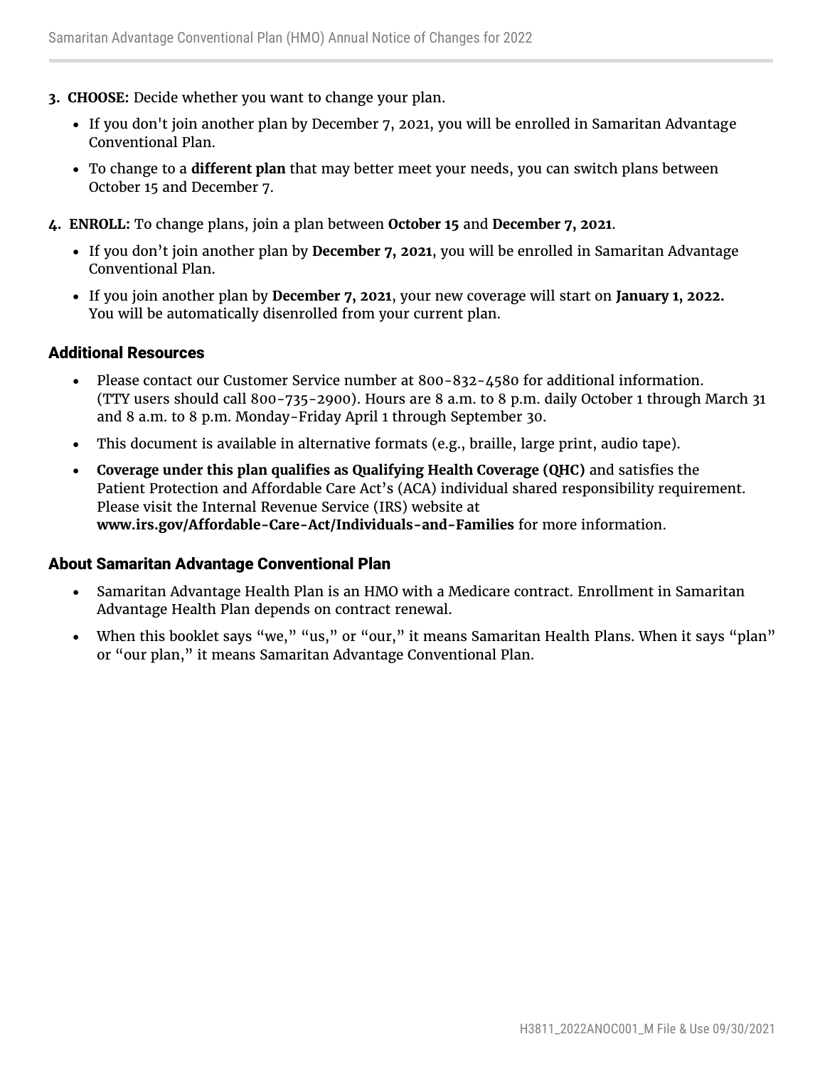3. **CHOOSE:** Decide whether you want to change your plan.
    - If you don't join another plan by December 7, 2021, you will be enrolled in Samaritan Advantage Conventional Plan.
    - To change to a **different plan** that may better meet your needs, you can switch plans between October 15 and December 7.
4. **ENROLL:** To change plans, join a plan between **October 15** and **December 7, 2021**.
    - If you don't join another plan by **December 7, 2021**, you will be enrolled in Samaritan Advantage Conventional Plan.
    - If you join another plan by **December 7, 2021**, your new coverage will start on **January 1, 2022.** You will be automatically disenrolled from your current plan.

## Additional Resources

- Please contact our Customer Service number at 800-832-4580 for additional information. (TTY users should call 800-735-2900). Hours are 8 a.m. to 8 p.m. daily October 1 through March 31 and 8 a.m. to 8 p.m. Monday-Friday April 1 through September 30.
- This document is available in alternative formats (e.g., braille, large print, audio tape).
- **Coverage under this plan qualifies as Qualifying Health Coverage (QHC)** and satisfies the Patient Protection and Affordable Care Act's (ACA) individual shared responsibility requirement. Please visit the Internal Revenue Service (IRS) website at **www.irs.gov/Affordable-Care-Act/Individuals-and-Families** for more information.

## About Samaritan Advantage Conventional Plan

- Samaritan Advantage Health Plan is an HMO with a Medicare contract. Enrollment in Samaritan Advantage Health Plan depends on contract renewal.
- When this booklet says "we," "us," or "our," it means Samaritan Health Plans. When it says "plan" or "our plan," it means Samaritan Advantage Conventional Plan.

H3811_2022ANOC001_M File & Use 09/30/2021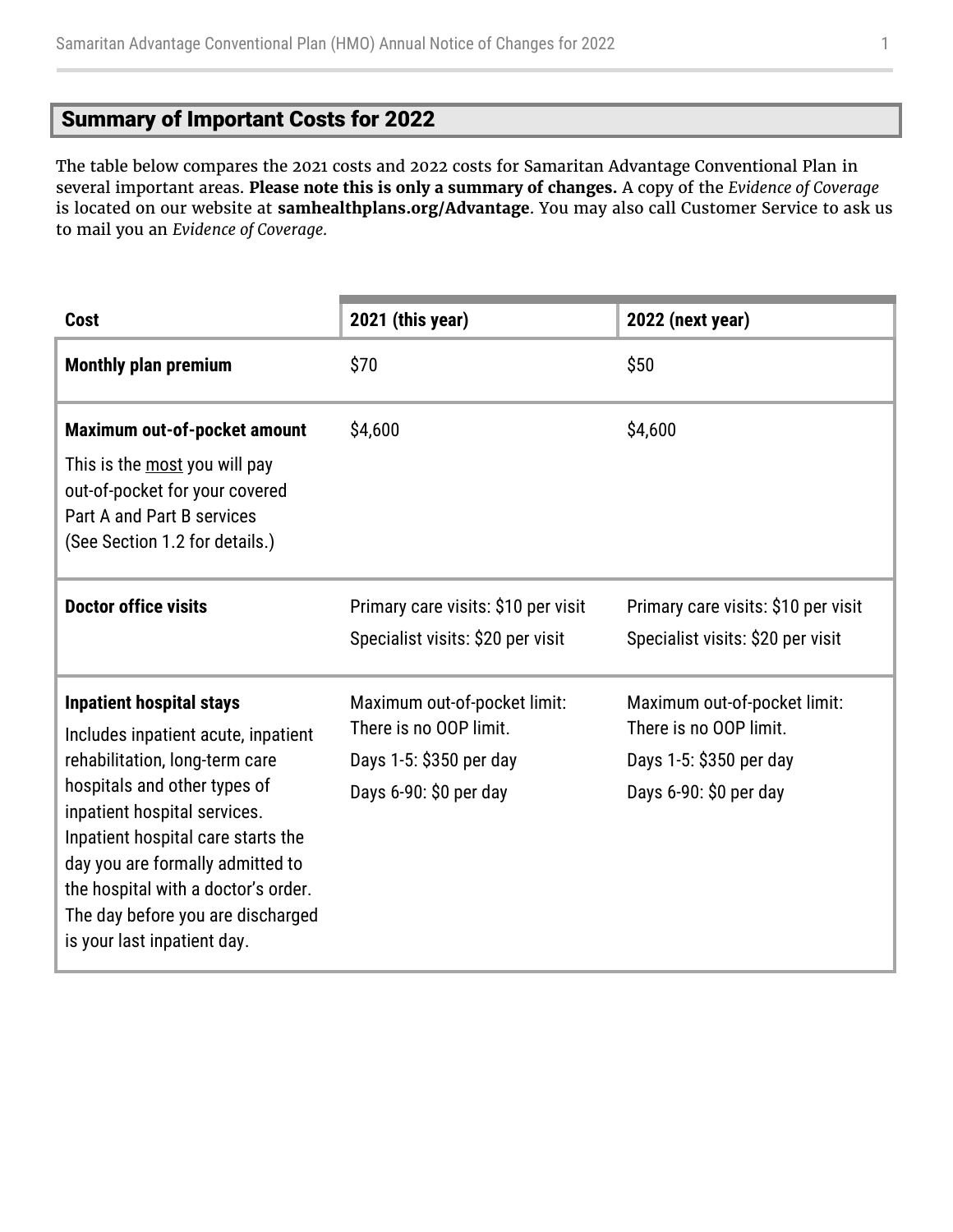## Summary of Important Costs for 2022

The table below compares the 2021 costs and 2022 costs for Samaritan Advantage Conventional Plan in several important areas. **Please note this is only a summary of changes.** A copy of the *Evidence of Coverage* is located on our website at **samhealthplans.org/Advantage**. You may also call Customer Service to ask us to mail you an *Evidence of Coverage.*

| Cost | 2021 (this year) | 2022 (next year) |
|---|---|---|
| **Monthly plan premium** | $70 | $50 |
| **Maximum out-of-pocket amount**<br>This is the most you will pay out-of-pocket for your covered Part A and Part B services (See Section 1.2 for details.) | $4,600 | $4,600 |
| **Doctor office visits** | Primary care visits: $10 per visit<br>Specialist visits: $20 per visit | Primary care visits: $10 per visit<br>Specialist visits: $20 per visit |
| **Inpatient hospital stays**<br>Includes inpatient acute, inpatient rehabilitation, long-term care hospitals and other types of inpatient hospital services. Inpatient hospital care starts the day you are formally admitted to the hospital with a doctor's order. The day before you are discharged is your last inpatient day. | Maximum out-of-pocket limit: There is no OOP limit.<br>Days 1-5: $350 per day<br>Days 6-90: $0 per day | Maximum out-of-pocket limit: There is no OOP limit.<br>Days 1-5: $350 per day<br>Days 6-90: $0 per day |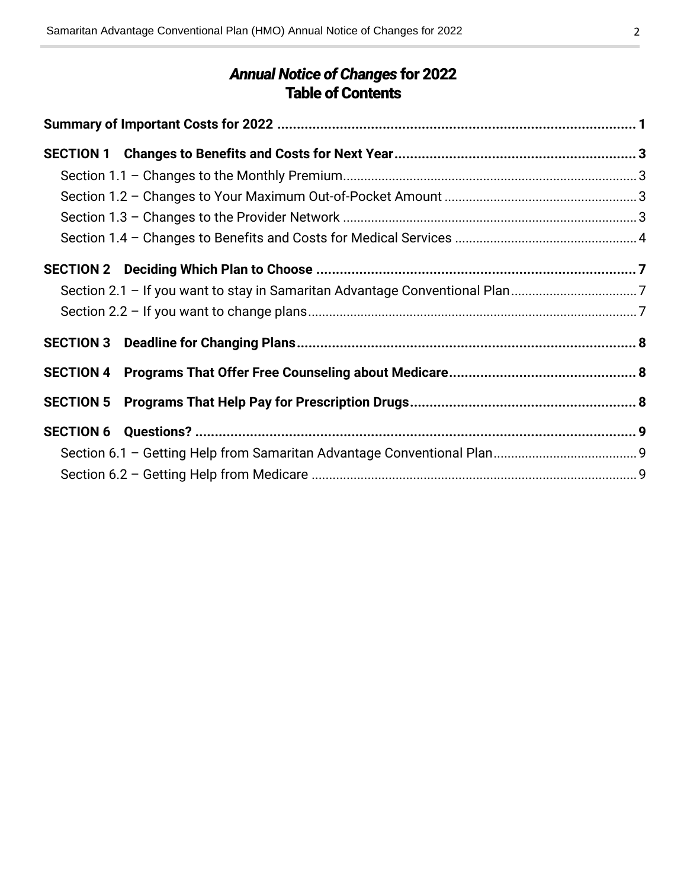# *Annual Notice of Changes* for 2022
# Table of Contents

**Summary of Important Costs for 2022 .......... 1**

**SECTION 1 Changes to Benefits and Costs for Next Year .......... 3**

- Section 1.1 – Changes to the Monthly Premium .......... 3
- Section 1.2 – Changes to Your Maximum Out-of-Pocket Amount .......... 3
- Section 1.3 – Changes to the Provider Network .......... 3
- Section 1.4 – Changes to Benefits and Costs for Medical Services .......... 4

**SECTION 2 Deciding Which Plan to Choose .......... 7**

- Section 2.1 – If you want to stay in Samaritan Advantage Conventional Plan .......... 7
- Section 2.2 – If you want to change plans .......... 7

**SECTION 3 Deadline for Changing Plans .......... 8**

**SECTION 4 Programs That Offer Free Counseling about Medicare .......... 8**

**SECTION 5 Programs That Help Pay for Prescription Drugs .......... 8**

**SECTION 6 Questions? .......... 9**

- Section 6.1 – Getting Help from Samaritan Advantage Conventional Plan .......... 9
- Section 6.2 – Getting Help from Medicare .......... 9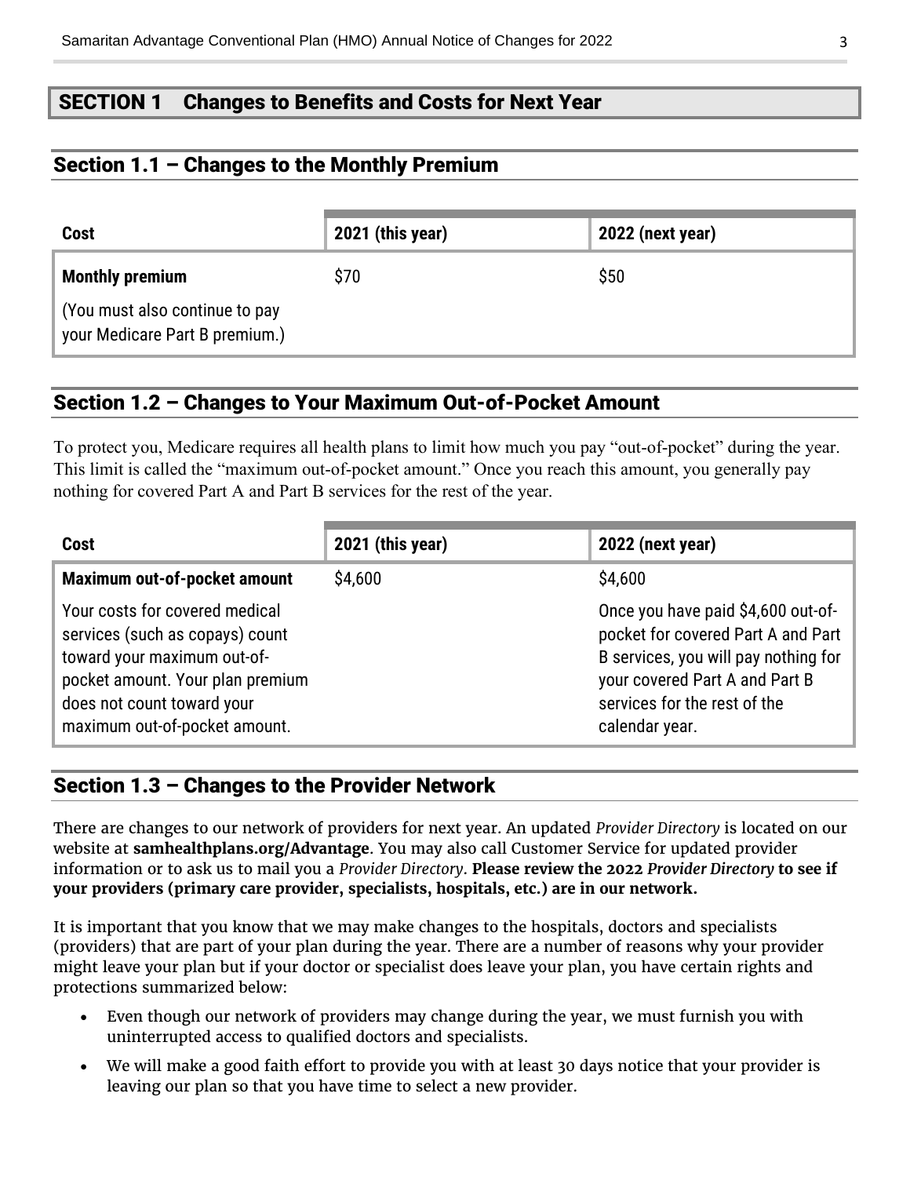## SECTION 1 Changes to Benefits and Costs for Next Year

### Section 1.1 – Changes to the Monthly Premium

| Cost | 2021 (this year) | 2022 (next year) |
|---|---|---|
| **Monthly premium**<br><br>(You must also continue to pay your Medicare Part B premium.) | $70 | $50 |

### Section 1.2 – Changes to Your Maximum Out-of-Pocket Amount

To protect you, Medicare requires all health plans to limit how much you pay "out-of-pocket" during the year. This limit is called the "maximum out-of-pocket amount." Once you reach this amount, you generally pay nothing for covered Part A and Part B services for the rest of the year.

| Cost | 2021 (this year) | 2022 (next year) |
|---|---|---|
| **Maximum out-of-pocket amount**<br><br>Your costs for covered medical services (such as copays) count toward your maximum out-of-pocket amount. Your plan premium does not count toward your maximum out-of-pocket amount. | $4,600 | $4,600<br><br>Once you have paid $4,600 out-of-pocket for covered Part A and Part B services, you will pay nothing for your covered Part A and Part B services for the rest of the calendar year. |

### Section 1.3 – Changes to the Provider Network

There are changes to our network of providers for next year. An updated *Provider Directory* is located on our website at **samhealthplans.org/Advantage**. You may also call Customer Service for updated provider information or to ask us to mail you a *Provider Directory*. **Please review the 2022 *Provider Directory* to see if your providers (primary care provider, specialists, hospitals, etc.) are in our network.**

It is important that you know that we may make changes to the hospitals, doctors and specialists (providers) that are part of your plan during the year. There are a number of reasons why your provider might leave your plan but if your doctor or specialist does leave your plan, you have certain rights and protections summarized below:

- Even though our network of providers may change during the year, we must furnish you with uninterrupted access to qualified doctors and specialists.
- We will make a good faith effort to provide you with at least 30 days notice that your provider is leaving our plan so that you have time to select a new provider.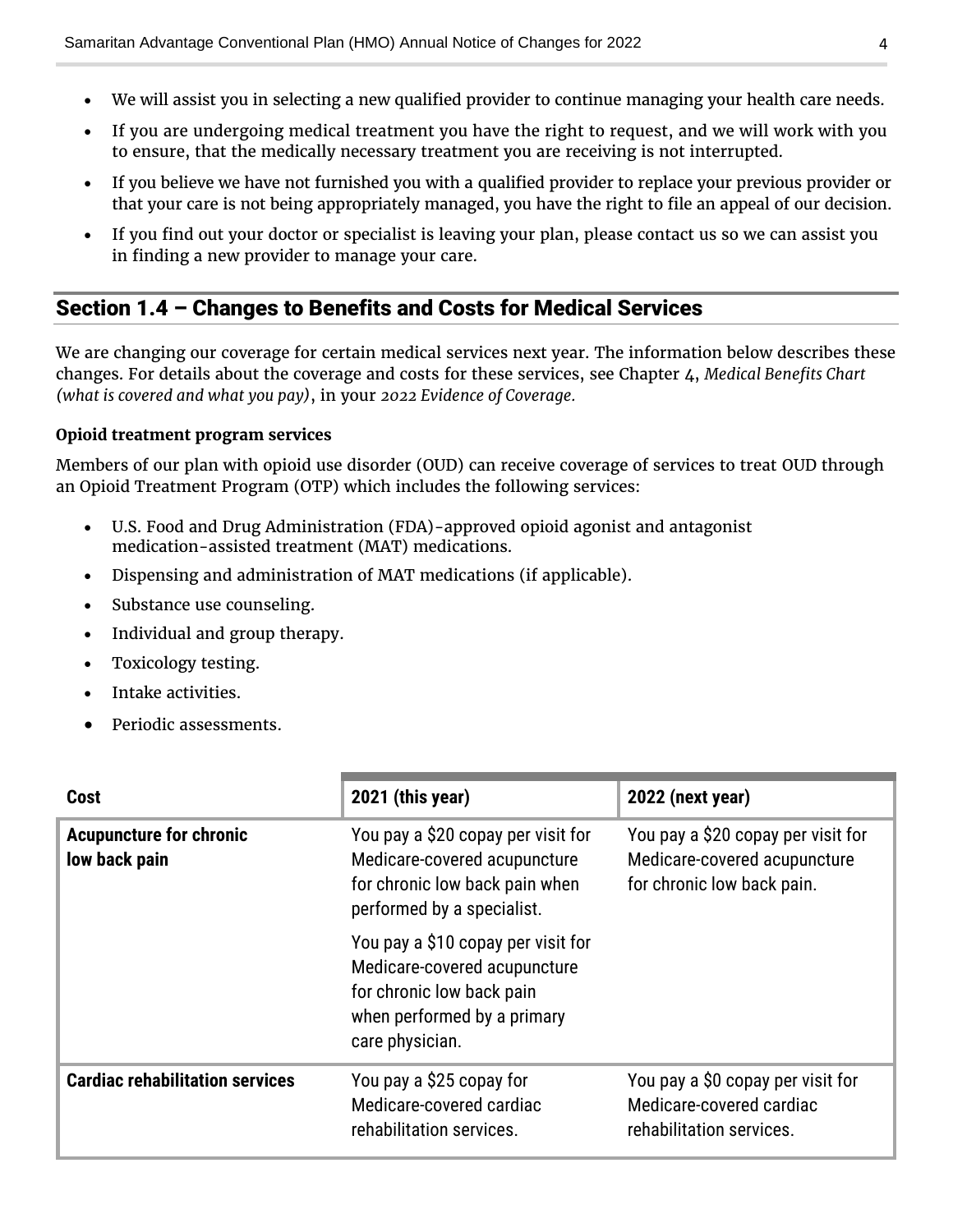- We will assist you in selecting a new qualified provider to continue managing your health care needs.
- If you are undergoing medical treatment you have the right to request, and we will work with you to ensure, that the medically necessary treatment you are receiving is not interrupted.
- If you believe we have not furnished you with a qualified provider to replace your previous provider or that your care is not being appropriately managed, you have the right to file an appeal of our decision.
- If you find out your doctor or specialist is leaving your plan, please contact us so we can assist you in finding a new provider to manage your care.

## Section 1.4 – Changes to Benefits and Costs for Medical Services

We are changing our coverage for certain medical services next year. The information below describes these changes. For details about the coverage and costs for these services, see Chapter 4, *Medical Benefits Chart (what is covered and what you pay)*, in your *2022 Evidence of Coverage.*

**Opioid treatment program services**

Members of our plan with opioid use disorder (OUD) can receive coverage of services to treat OUD through an Opioid Treatment Program (OTP) which includes the following services:

- U.S. Food and Drug Administration (FDA)-approved opioid agonist and antagonist medication-assisted treatment (MAT) medications.
- Dispensing and administration of MAT medications (if applicable).
- Substance use counseling.
- Individual and group therapy.
- Toxicology testing.
- Intake activities.
- Periodic assessments.

| Cost | 2021 (this year) | 2022 (next year) |
|---|---|---|
| **Acupuncture for chronic low back pain** | You pay a $20 copay per visit for Medicare-covered acupuncture for chronic low back pain when performed by a specialist.<br><br>You pay a $10 copay per visit for Medicare-covered acupuncture for chronic low back pain when performed by a primary care physician. | You pay a $20 copay per visit for Medicare-covered acupuncture for chronic low back pain. |
| **Cardiac rehabilitation services** | You pay a $25 copay for Medicare-covered cardiac rehabilitation services. | You pay a $0 copay per visit for Medicare-covered cardiac rehabilitation services. |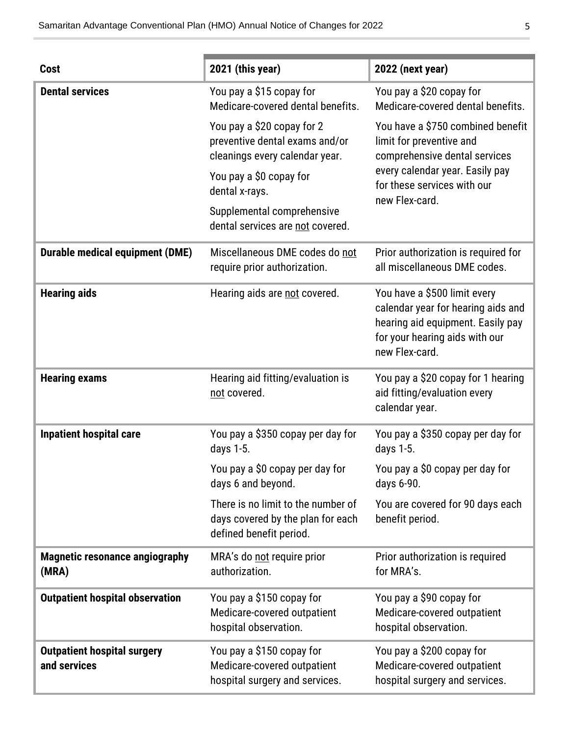| Cost | 2021 (this year) | 2022 (next year) |
|---|---|---|
| **Dental services** | You pay a $15 copay for Medicare-covered dental benefits.<br><br>You pay a $20 copay for 2 preventive dental exams and/or cleanings every calendar year.<br><br>You pay a $0 copay for dental x-rays.<br><br>Supplemental comprehensive dental services are not covered. | You pay a $20 copay for Medicare-covered dental benefits.<br><br>You have a $750 combined benefit limit for preventive and comprehensive dental services every calendar year. Easily pay for these services with our new Flex-card. |
| **Durable medical equipment (DME)** | Miscellaneous DME codes do not require prior authorization. | Prior authorization is required for all miscellaneous DME codes. |
| **Hearing aids** | Hearing aids are not covered. | You have a $500 limit every calendar year for hearing aids and hearing aid equipment. Easily pay for your hearing aids with our new Flex-card. |
| **Hearing exams** | Hearing aid fitting/evaluation is not covered. | You pay a $20 copay for 1 hearing aid fitting/evaluation every calendar year. |
| **Inpatient hospital care** | You pay a $350 copay per day for days 1-5.<br><br>You pay a $0 copay per day for days 6 and beyond.<br><br>There is no limit to the number of days covered by the plan for each defined benefit period. | You pay a $350 copay per day for days 1-5.<br><br>You pay a $0 copay per day for days 6-90.<br><br>You are covered for 90 days each benefit period. |
| **Magnetic resonance angiography (MRA)** | MRA's do not require prior authorization. | Prior authorization is required for MRA's. |
| **Outpatient hospital observation** | You pay a $150 copay for Medicare-covered outpatient hospital observation. | You pay a $90 copay for Medicare-covered outpatient hospital observation. |
| **Outpatient hospital surgery and services** | You pay a $150 copay for Medicare-covered outpatient hospital surgery and services. | You pay a $200 copay for Medicare-covered outpatient hospital surgery and services. |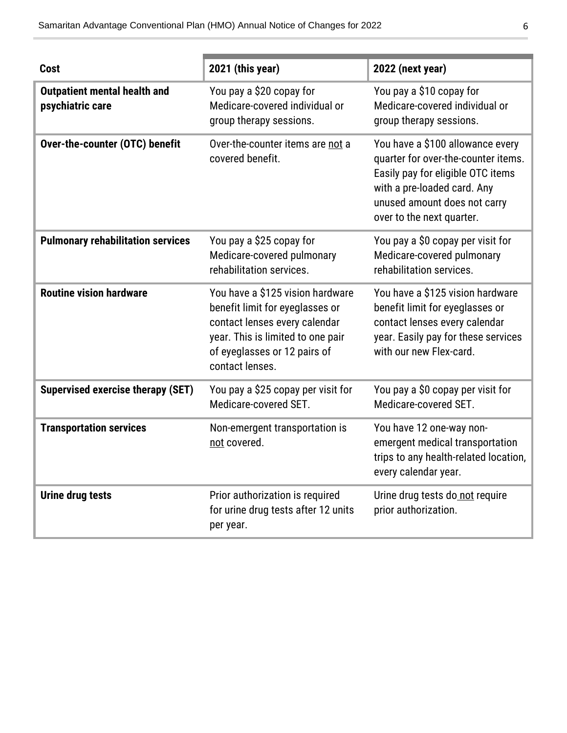| Cost | 2021 (this year) | 2022 (next year) |
|---|---|---|
| **Outpatient mental health and psychiatric care** | You pay a $20 copay for Medicare-covered individual or group therapy sessions. | You pay a $10 copay for Medicare-covered individual or group therapy sessions. |
| **Over-the-counter (OTC) benefit** | Over-the-counter items are not a covered benefit. | You have a $100 allowance every quarter for over-the-counter items. Easily pay for eligible OTC items with a pre-loaded card. Any unused amount does not carry over to the next quarter. |
| **Pulmonary rehabilitation services** | You pay a $25 copay for Medicare-covered pulmonary rehabilitation services. | You pay a $0 copay per visit for Medicare-covered pulmonary rehabilitation services. |
| **Routine vision hardware** | You have a $125 vision hardware benefit limit for eyeglasses or contact lenses every calendar year. This is limited to one pair of eyeglasses or 12 pairs of contact lenses. | You have a $125 vision hardware benefit limit for eyeglasses or contact lenses every calendar year. Easily pay for these services with our new Flex-card. |
| **Supervised exercise therapy (SET)** | You pay a $25 copay per visit for Medicare-covered SET. | You pay a $0 copay per visit for Medicare-covered SET. |
| **Transportation services** | Non-emergent transportation is not covered. | You have 12 one-way non-emergent medical transportation trips to any health-related location, every calendar year. |
| **Urine drug tests** | Prior authorization is required for urine drug tests after 12 units per year. | Urine drug tests do not require prior authorization. |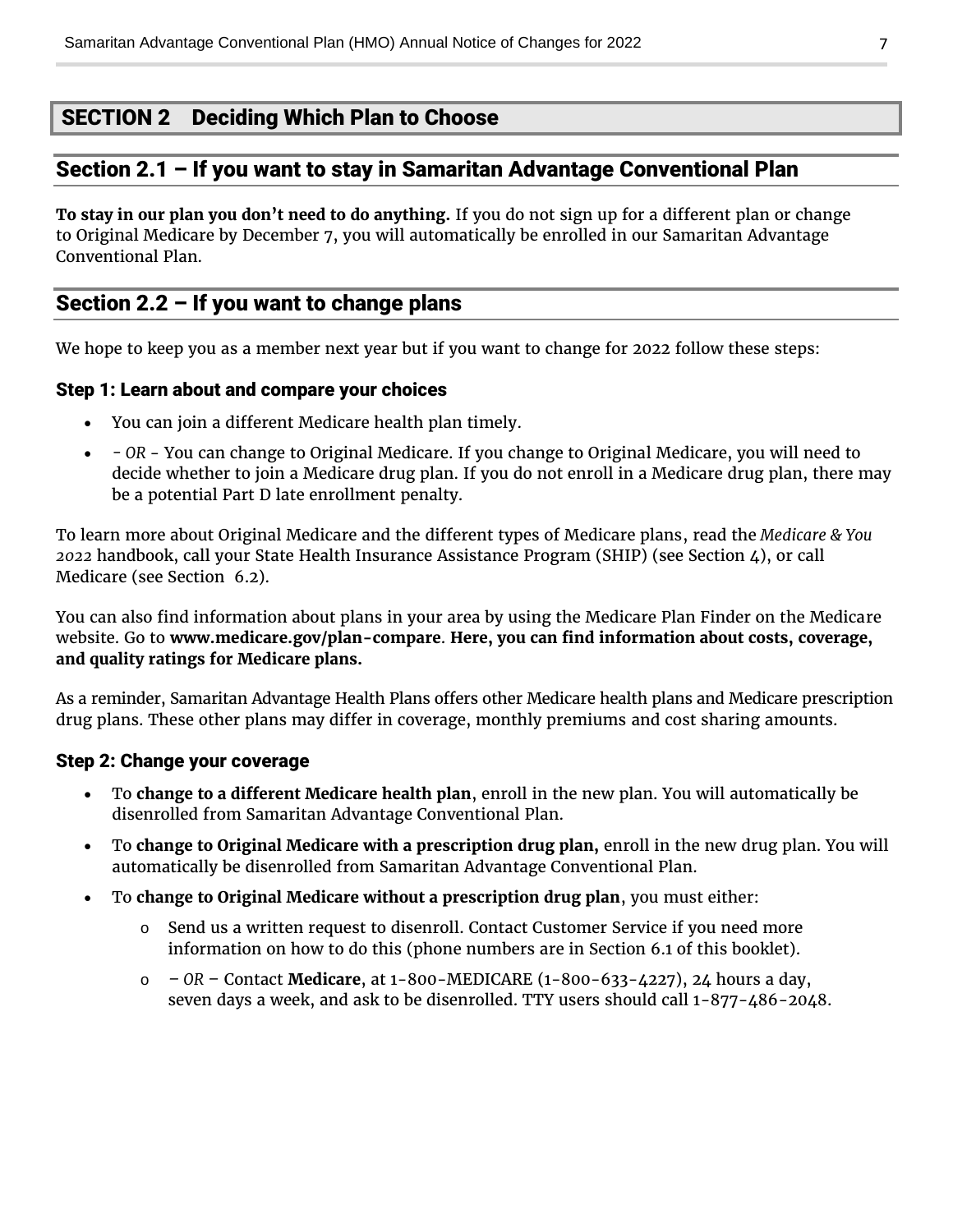## SECTION 2 Deciding Which Plan to Choose

### Section 2.1 – If you want to stay in Samaritan Advantage Conventional Plan

**To stay in our plan you don't need to do anything.** If you do not sign up for a different plan or change to Original Medicare by December 7, you will automatically be enrolled in our Samaritan Advantage Conventional Plan.

### Section 2.2 – If you want to change plans

We hope to keep you as a member next year but if you want to change for 2022 follow these steps:

#### Step 1: Learn about and compare your choices

- You can join a different Medicare health plan timely.
- *- OR -* You can change to Original Medicare. If you change to Original Medicare, you will need to decide whether to join a Medicare drug plan. If you do not enroll in a Medicare drug plan, there may be a potential Part D late enrollment penalty.

To learn more about Original Medicare and the different types of Medicare plans, read the *Medicare & You 2022* handbook, call your State Health Insurance Assistance Program (SHIP) (see Section 4), or call Medicare (see Section 6.2).

You can also find information about plans in your area by using the Medicare Plan Finder on the Medicare website. Go to **www.medicare.gov/plan-compare**. **Here, you can find information about costs, coverage, and quality ratings for Medicare plans.**

As a reminder, Samaritan Advantage Health Plans offers other Medicare health plans and Medicare prescription drug plans. These other plans may differ in coverage, monthly premiums and cost sharing amounts.

#### Step 2: Change your coverage

- To **change to a different Medicare health plan**, enroll in the new plan. You will automatically be disenrolled from Samaritan Advantage Conventional Plan.
- To **change to Original Medicare with a prescription drug plan,** enroll in the new drug plan. You will automatically be disenrolled from Samaritan Advantage Conventional Plan.
- To **change to Original Medicare without a prescription drug plan**, you must either:
  - Send us a written request to disenroll. Contact Customer Service if you need more information on how to do this (phone numbers are in Section 6.1 of this booklet).
  - *– OR –* Contact **Medicare**, at 1-800-MEDICARE (1-800-633-4227), 24 hours a day, seven days a week, and ask to be disenrolled. TTY users should call 1-877-486-2048.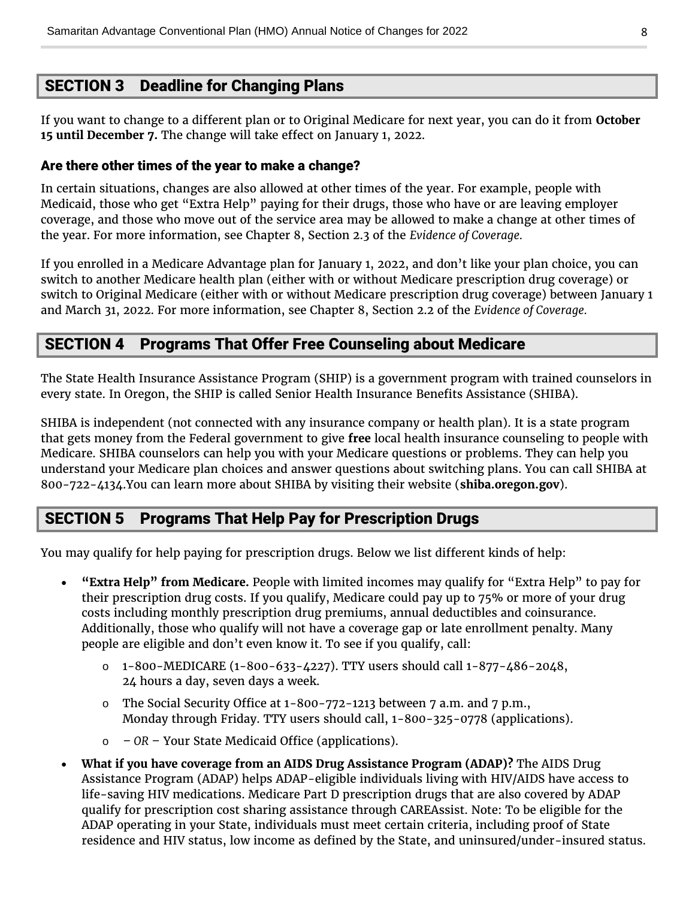## SECTION 3 Deadline for Changing Plans

If you want to change to a different plan or to Original Medicare for next year, you can do it from **October 15 until December 7.** The change will take effect on January 1, 2022.

### Are there other times of the year to make a change?

In certain situations, changes are also allowed at other times of the year. For example, people with Medicaid, those who get "Extra Help" paying for their drugs, those who have or are leaving employer coverage, and those who move out of the service area may be allowed to make a change at other times of the year. For more information, see Chapter 8, Section 2.3 of the *Evidence of Coverage.*

If you enrolled in a Medicare Advantage plan for January 1, 2022, and don't like your plan choice, you can switch to another Medicare health plan (either with or without Medicare prescription drug coverage) or switch to Original Medicare (either with or without Medicare prescription drug coverage) between January 1 and March 31, 2022. For more information, see Chapter 8, Section 2.2 of the *Evidence of Coverage.*

## SECTION 4 Programs That Offer Free Counseling about Medicare

The State Health Insurance Assistance Program (SHIP) is a government program with trained counselors in every state. In Oregon, the SHIP is called Senior Health Insurance Benefits Assistance (SHIBA).

SHIBA is independent (not connected with any insurance company or health plan). It is a state program that gets money from the Federal government to give **free** local health insurance counseling to people with Medicare. SHIBA counselors can help you with your Medicare questions or problems. They can help you understand your Medicare plan choices and answer questions about switching plans. You can call SHIBA at 800-722-4134.You can learn more about SHIBA by visiting their website (**shiba.oregon.gov**).

## SECTION 5 Programs That Help Pay for Prescription Drugs

You may qualify for help paying for prescription drugs. Below we list different kinds of help:

- **"Extra Help" from Medicare.** People with limited incomes may qualify for "Extra Help" to pay for their prescription drug costs. If you qualify, Medicare could pay up to 75% or more of your drug costs including monthly prescription drug premiums, annual deductibles and coinsurance. Additionally, those who qualify will not have a coverage gap or late enrollment penalty. Many people are eligible and don't even know it. To see if you qualify, call:
  - 1-800-MEDICARE (1-800-633-4227). TTY users should call 1-877-486-2048, 24 hours a day, seven days a week.
  - The Social Security Office at 1-800-772-1213 between 7 a.m. and 7 p.m., Monday through Friday. TTY users should call, 1-800-325-0778 (applications).
  - *– OR –* Your State Medicaid Office (applications).
- **What if you have coverage from an AIDS Drug Assistance Program (ADAP)?** The AIDS Drug Assistance Program (ADAP) helps ADAP-eligible individuals living with HIV/AIDS have access to life-saving HIV medications. Medicare Part D prescription drugs that are also covered by ADAP qualify for prescription cost sharing assistance through CAREAssist. Note: To be eligible for the ADAP operating in your State, individuals must meet certain criteria, including proof of State residence and HIV status, low income as defined by the State, and uninsured/under-insured status.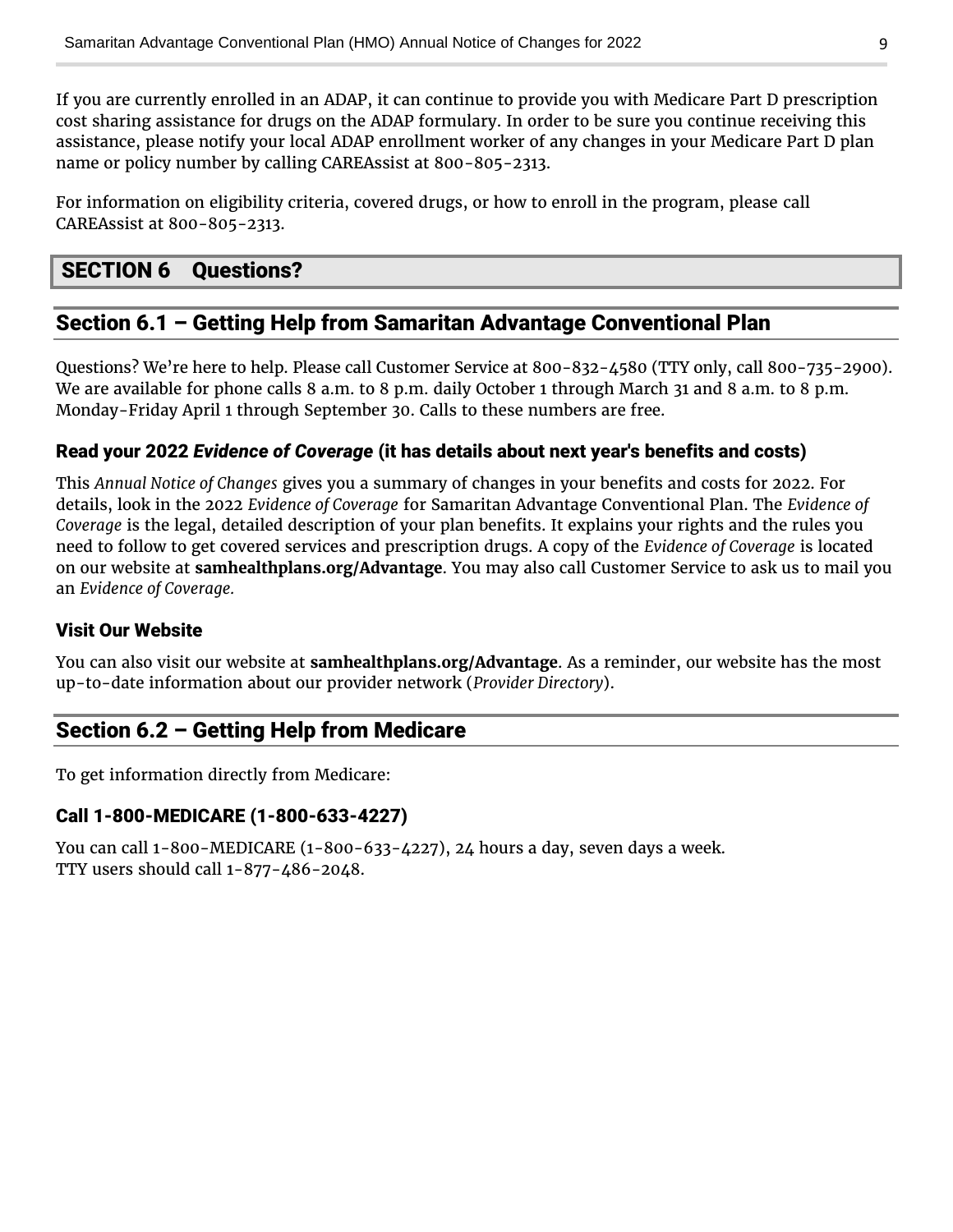If you are currently enrolled in an ADAP, it can continue to provide you with Medicare Part D prescription cost sharing assistance for drugs on the ADAP formulary. In order to be sure you continue receiving this assistance, please notify your local ADAP enrollment worker of any changes in your Medicare Part D plan name or policy number by calling CAREAssist at 800-805-2313.

For information on eligibility criteria, covered drugs, or how to enroll in the program, please call CAREAssist at 800-805-2313.

# SECTION 6 Questions?

## Section 6.1 – Getting Help from Samaritan Advantage Conventional Plan

Questions? We're here to help. Please call Customer Service at 800-832-4580 (TTY only, call 800-735-2900). We are available for phone calls 8 a.m. to 8 p.m. daily October 1 through March 31 and 8 a.m. to 8 p.m. Monday-Friday April 1 through September 30. Calls to these numbers are free.

### Read your 2022 *Evidence of Coverage* (it has details about next year's benefits and costs)

This *Annual Notice of Changes* gives you a summary of changes in your benefits and costs for 2022. For details, look in the 2022 *Evidence of Coverage* for Samaritan Advantage Conventional Plan. The *Evidence of Coverage* is the legal, detailed description of your plan benefits. It explains your rights and the rules you need to follow to get covered services and prescription drugs. A copy of the *Evidence of Coverage* is located on our website at **samhealthplans.org/Advantage**. You may also call Customer Service to ask us to mail you an *Evidence of Coverage.*

### Visit Our Website

You can also visit our website at **samhealthplans.org/Advantage**. As a reminder, our website has the most up-to-date information about our provider network (*Provider Directory*).

## Section 6.2 – Getting Help from Medicare

To get information directly from Medicare:

### Call 1-800-MEDICARE (1-800-633-4227)

You can call 1-800-MEDICARE (1-800-633-4227), 24 hours a day, seven days a week.
TTY users should call 1-877-486-2048.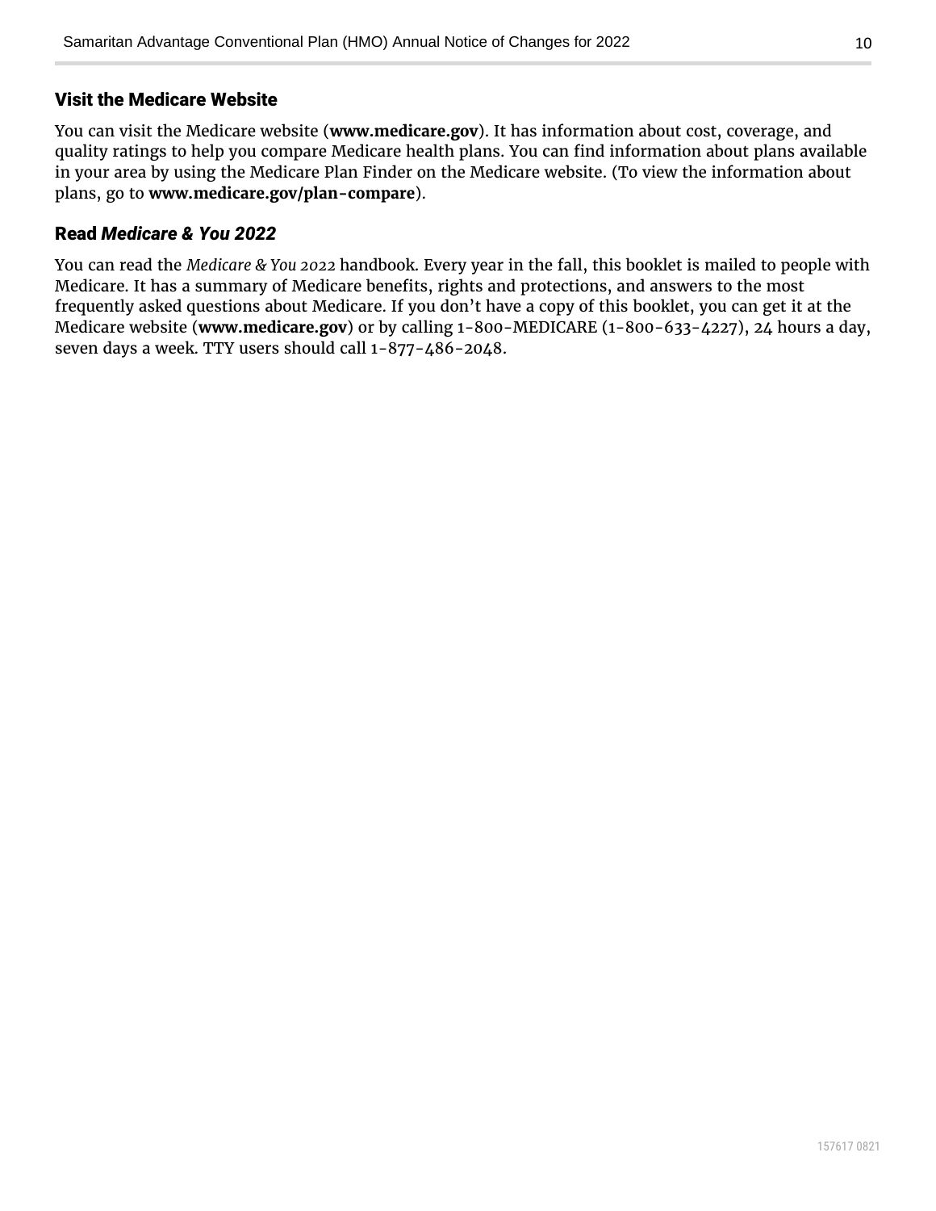### Visit the Medicare Website

You can visit the Medicare website (**www.medicare.gov**). It has information about cost, coverage, and quality ratings to help you compare Medicare health plans. You can find information about plans available in your area by using the Medicare Plan Finder on the Medicare website. (To view the information about plans, go to **www.medicare.gov/plan-compare**).

### Read *Medicare & You 2022*

You can read the *Medicare & You 2022* handbook. Every year in the fall, this booklet is mailed to people with Medicare. It has a summary of Medicare benefits, rights and protections, and answers to the most frequently asked questions about Medicare. If you don't have a copy of this booklet, you can get it at the Medicare website (**www.medicare.gov**) or by calling 1-800-MEDICARE (1-800-633-4227), 24 hours a day, seven days a week. TTY users should call 1-877-486-2048.

157617 0821